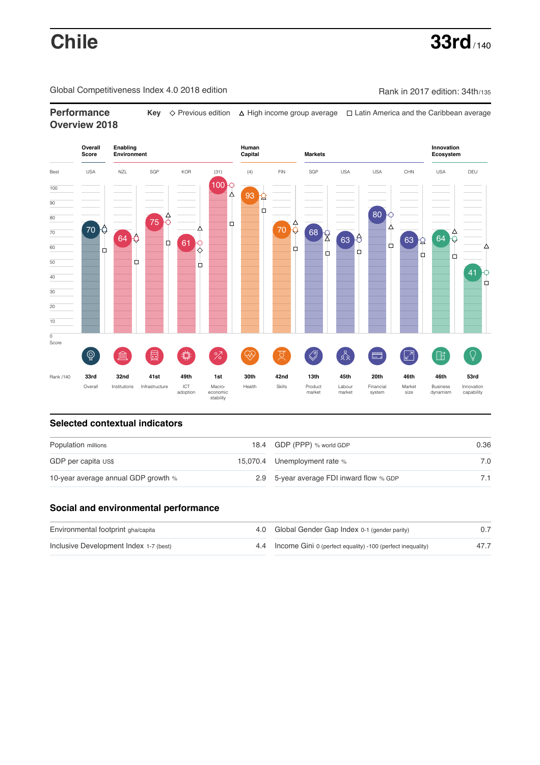# Chile

**33rd** / 140

Global Competitiveness Index 4.0 2018 edition

Rank in 2017 edition: 34th/135

## Performance Overview 2018

**Key** ◇ Previous edition △ High income group average □ Latin America and the Caribbean average

| | Overall Score | Enabling Environment | | | | Human Capital | | Markets | | | | Innovation Ecosystem | |
|---|---|---|---|---|---|---|---|---|---|---|---|---|---|
| Best | USA | NZL | SGP | KOR | (31) | (4) | FIN | SGP | USA | USA | CHN | USA | DEU |
| Score | 70 | 64 | 75 | 61 | 100 | 93 | 70 | 68 | 63 | 80 | 63 | 64 | 41 |
| Rank /140 | 33rd | 32nd | 41st | 49th | 1st | 30th | 42nd | 13th | 45th | 20th | 46th | 46th | 53rd |
| | Overall | Institutions | Infrastructure | ICT adoption | Macro-economic stability | Health | Skills | Product market | Labour market | Financial system | Market size | Business dynamism | Innovation capability |

## Selected contextual indicators

| | | | |
|---|---|---|---|
| Population millions | 18.4 | GDP (PPP) % world GDP | 0.36 |
| GDP per capita US$ | 15,070.4 | Unemployment rate % | 7.0 |
| 10-year average annual GDP growth % | 2.9 | 5-year average FDI inward flow % GDP | 7.1 |

## Social and environmental performance

| | | | |
|---|---|---|---|
| Environmental footprint gha/capita | 4.0 | Global Gender Gap Index 0-1 (gender parity) | 0.7 |
| Inclusive Development Index 1-7 (best) | 4.4 | Income Gini 0 (perfect equality) -100 (perfect inequality) | 47.7 |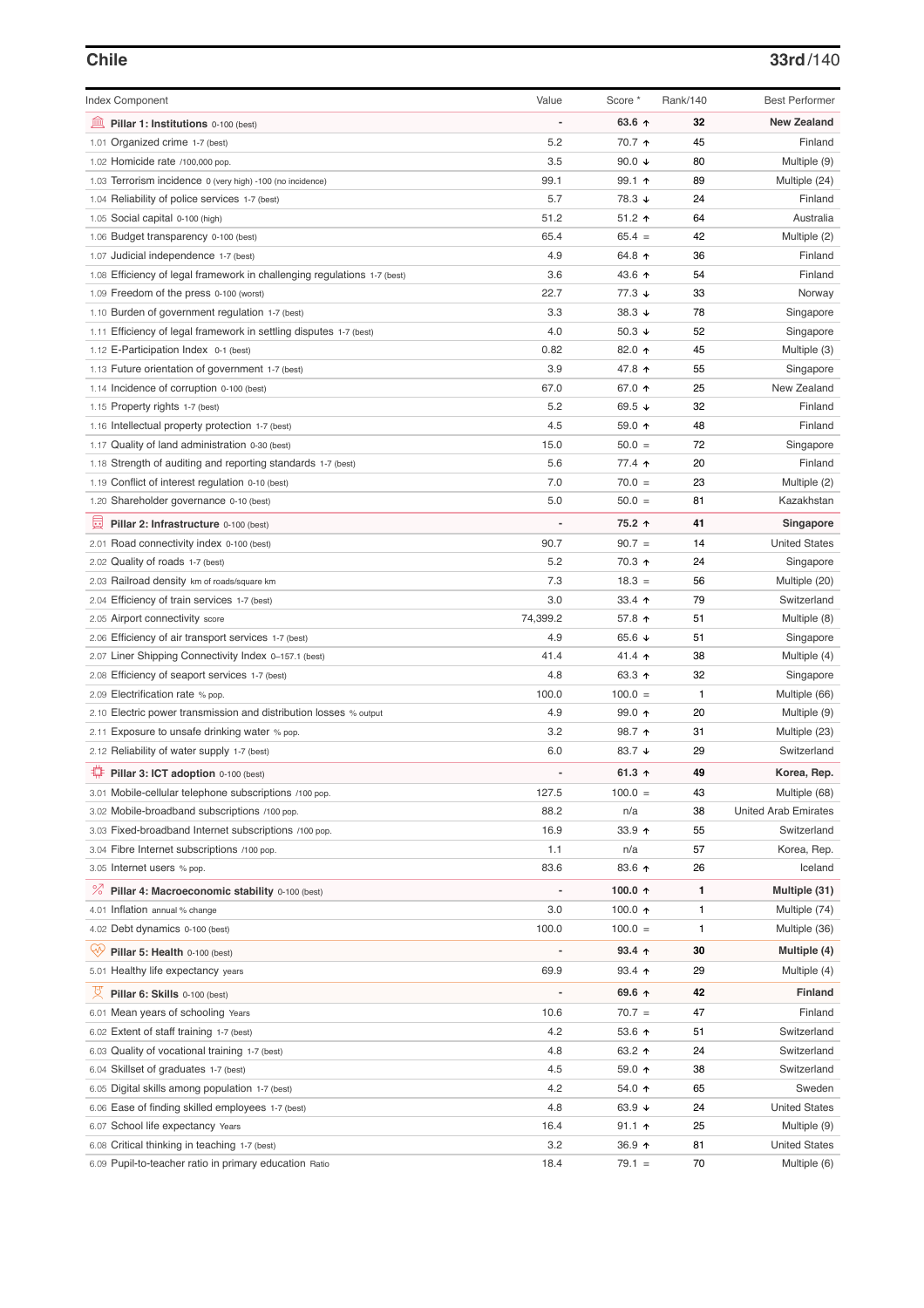## Chile

**33rd/140**

| Index Component | Value | Score * | Rank/140 | Best Performer |
|---|---|---|---|---|
| **Pillar 1: Institutions** 0-100 (best) | - | **63.6 ↑** | **32** | **New Zealand** |
| 1.01 Organized crime 1-7 (best) | 5.2 | 70.7 ↑ | 45 | Finland |
| 1.02 Homicide rate /100,000 pop. | 3.5 | 90.0 ↓ | 80 | Multiple (9) |
| 1.03 Terrorism incidence 0 (very high) -100 (no incidence) | 99.1 | 99.1 ↑ | 89 | Multiple (24) |
| 1.04 Reliability of police services 1-7 (best) | 5.7 | 78.3 ↓ | 24 | Finland |
| 1.05 Social capital 0-100 (high) | 51.2 | 51.2 ↑ | 64 | Australia |
| 1.06 Budget transparency 0-100 (best) | 65.4 | 65.4 = | 42 | Multiple (2) |
| 1.07 Judicial independence 1-7 (best) | 4.9 | 64.8 ↑ | 36 | Finland |
| 1.08 Efficiency of legal framework in challenging regulations 1-7 (best) | 3.6 | 43.6 ↑ | 54 | Finland |
| 1.09 Freedom of the press 0-100 (worst) | 22.7 | 77.3 ↓ | 33 | Norway |
| 1.10 Burden of government regulation 1-7 (best) | 3.3 | 38.3 ↓ | 78 | Singapore |
| 1.11 Efficiency of legal framework in settling disputes 1-7 (best) | 4.0 | 50.3 ↓ | 52 | Singapore |
| 1.12 E-Participation Index 0-1 (best) | 0.82 | 82.0 ↑ | 45 | Multiple (3) |
| 1.13 Future orientation of government 1-7 (best) | 3.9 | 47.8 ↑ | 55 | Singapore |
| 1.14 Incidence of corruption 0-100 (best) | 67.0 | 67.0 ↑ | 25 | New Zealand |
| 1.15 Property rights 1-7 (best) | 5.2 | 69.5 ↓ | 32 | Finland |
| 1.16 Intellectual property protection 1-7 (best) | 4.5 | 59.0 ↑ | 48 | Finland |
| 1.17 Quality of land administration 0-30 (best) | 15.0 | 50.0 = | 72 | Singapore |
| 1.18 Strength of auditing and reporting standards 1-7 (best) | 5.6 | 77.4 ↑ | 20 | Finland |
| 1.19 Conflict of interest regulation 0-10 (best) | 7.0 | 70.0 = | 23 | Multiple (2) |
| 1.20 Shareholder governance 0-10 (best) | 5.0 | 50.0 = | 81 | Kazakhstan |
| **Pillar 2: Infrastructure** 0-100 (best) | - | **75.2 ↑** | **41** | **Singapore** |
| 2.01 Road connectivity index 0-100 (best) | 90.7 | 90.7 = | 14 | United States |
| 2.02 Quality of roads 1-7 (best) | 5.2 | 70.3 ↑ | 24 | Singapore |
| 2.03 Railroad density km of roads/square km | 7.3 | 18.3 = | 56 | Multiple (20) |
| 2.04 Efficiency of train services 1-7 (best) | 3.0 | 33.4 ↑ | 79 | Switzerland |
| 2.05 Airport connectivity score | 74,399.2 | 57.8 ↑ | 51 | Multiple (8) |
| 2.06 Efficiency of air transport services 1-7 (best) | 4.9 | 65.6 ↓ | 51 | Singapore |
| 2.07 Liner Shipping Connectivity Index 0–157.1 (best) | 41.4 | 41.4 ↑ | 38 | Multiple (4) |
| 2.08 Efficiency of seaport services 1-7 (best) | 4.8 | 63.3 ↑ | 32 | Singapore |
| 2.09 Electrification rate % pop. | 100.0 | 100.0 = | 1 | Multiple (66) |
| 2.10 Electric power transmission and distribution losses % output | 4.9 | 99.0 ↑ | 20 | Multiple (9) |
| 2.11 Exposure to unsafe drinking water % pop. | 3.2 | 98.7 ↑ | 31 | Multiple (23) |
| 2.12 Reliability of water supply 1-7 (best) | 6.0 | 83.7 ↓ | 29 | Switzerland |
| **Pillar 3: ICT adoption** 0-100 (best) | - | **61.3 ↑** | **49** | **Korea, Rep.** |
| 3.01 Mobile-cellular telephone subscriptions /100 pop. | 127.5 | 100.0 = | 43 | Multiple (68) |
| 3.02 Mobile-broadband subscriptions /100 pop. | 88.2 | n/a | 38 | United Arab Emirates |
| 3.03 Fixed-broadband Internet subscriptions /100 pop. | 16.9 | 33.9 ↑ | 55 | Switzerland |
| 3.04 Fibre Internet subscriptions /100 pop. | 1.1 | n/a | 57 | Korea, Rep. |
| 3.05 Internet users % pop. | 83.6 | 83.6 ↑ | 26 | Iceland |
| **Pillar 4: Macroeconomic stability** 0-100 (best) | - | **100.0 ↑** | **1** | **Multiple (31)** |
| 4.01 Inflation annual % change | 3.0 | 100.0 ↑ | 1 | Multiple (74) |
| 4.02 Debt dynamics 0-100 (best) | 100.0 | 100.0 = | 1 | Multiple (36) |
| **Pillar 5: Health** 0-100 (best) | - | **93.4 ↑** | **30** | **Multiple (4)** |
| 5.01 Healthy life expectancy years | 69.9 | 93.4 ↑ | 29 | Multiple (4) |
| **Pillar 6: Skills** 0-100 (best) | - | **69.6 ↑** | **42** | **Finland** |
| 6.01 Mean years of schooling Years | 10.6 | 70.7 = | 47 | Finland |
| 6.02 Extent of staff training 1-7 (best) | 4.2 | 53.6 ↑ | 51 | Switzerland |
| 6.03 Quality of vocational training 1-7 (best) | 4.8 | 63.2 ↑ | 24 | Switzerland |
| 6.04 Skillset of graduates 1-7 (best) | 4.5 | 59.0 ↑ | 38 | Switzerland |
| 6.05 Digital skills among population 1-7 (best) | 4.2 | 54.0 ↑ | 65 | Sweden |
| 6.06 Ease of finding skilled employees 1-7 (best) | 4.8 | 63.9 ↓ | 24 | United States |
| 6.07 School life expectancy Years | 16.4 | 91.1 ↑ | 25 | Multiple (9) |
| 6.08 Critical thinking in teaching 1-7 (best) | 3.2 | 36.9 ↑ | 81 | United States |
| 6.09 Pupil-to-teacher ratio in primary education Ratio | 18.4 | 79.1 = | 70 | Multiple (6) |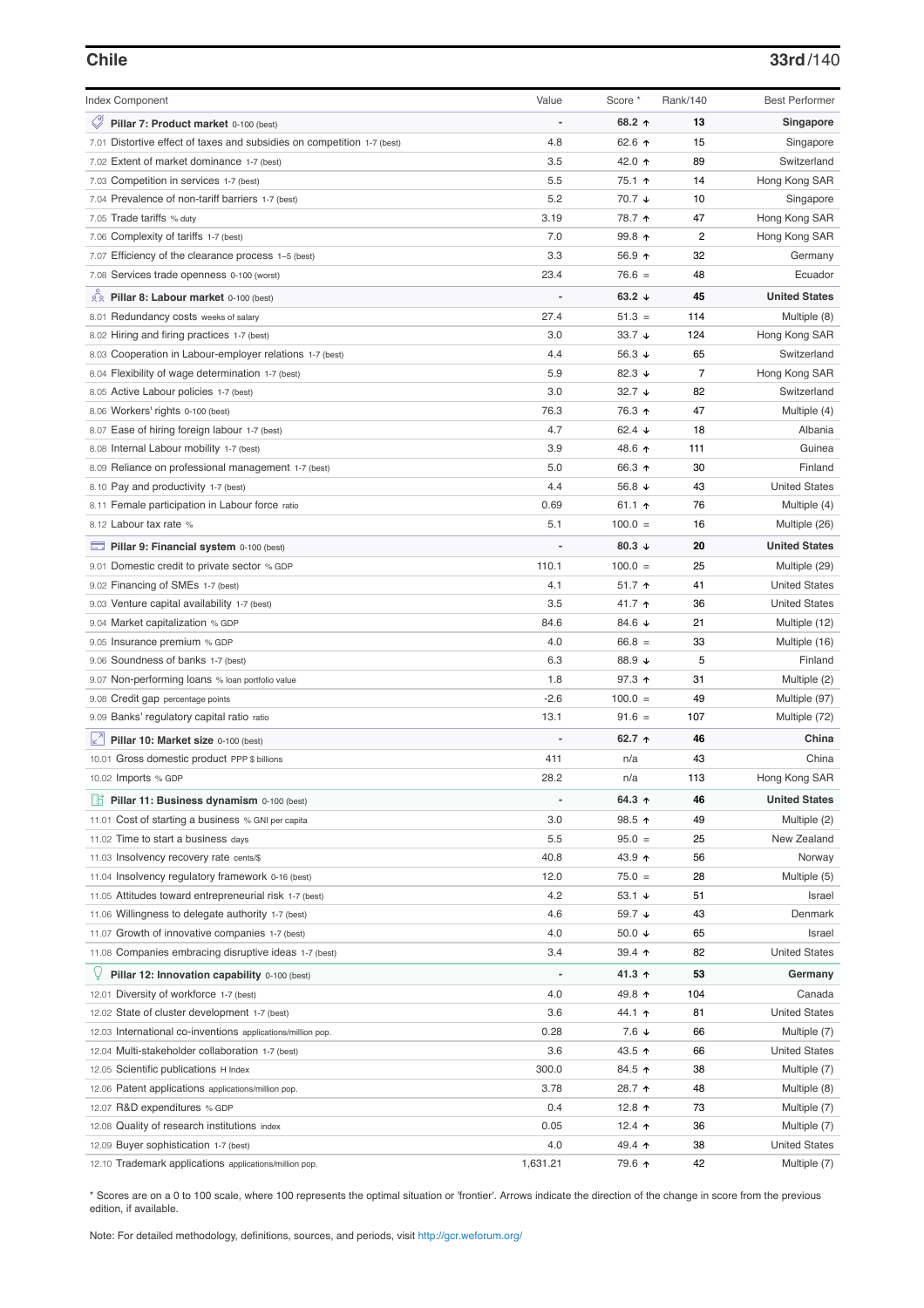## Chile

**33rd**/140

| Index Component | Value | Score * | Rank/140 | Best Performer |
|---|---|---|---|---|
| **Pillar 7: Product market** 0-100 (best) | - | **68.2 ↑** | **13** | **Singapore** |
| 7.01 Distortive effect of taxes and subsidies on competition 1-7 (best) | 4.8 | 62.6 ↑ | 15 | Singapore |
| 7.02 Extent of market dominance 1-7 (best) | 3.5 | 42.0 ↑ | 89 | Switzerland |
| 7.03 Competition in services 1-7 (best) | 5.5 | 75.1 ↑ | 14 | Hong Kong SAR |
| 7.04 Prevalence of non-tariff barriers 1-7 (best) | 5.2 | 70.7 ↓ | 10 | Singapore |
| 7.05 Trade tariffs % duty | 3.19 | 78.7 ↑ | 47 | Hong Kong SAR |
| 7.06 Complexity of tariffs 1-7 (best) | 7.0 | 99.8 ↑ | 2 | Hong Kong SAR |
| 7.07 Efficiency of the clearance process 1–5 (best) | 3.3 | 56.9 ↑ | 32 | Germany |
| 7.08 Services trade openness 0-100 (worst) | 23.4 | 76.6 = | 48 | Ecuador |
| **Pillar 8: Labour market** 0-100 (best) | - | **63.2 ↓** | **45** | **United States** |
| 8.01 Redundancy costs weeks of salary | 27.4 | 51.3 = | 114 | Multiple (8) |
| 8.02 Hiring and firing practices 1-7 (best) | 3.0 | 33.7 ↓ | 124 | Hong Kong SAR |
| 8.03 Cooperation in Labour-employer relations 1-7 (best) | 4.4 | 56.3 ↓ | 65 | Switzerland |
| 8.04 Flexibility of wage determination 1-7 (best) | 5.9 | 82.3 ↓ | 7 | Hong Kong SAR |
| 8.05 Active Labour policies 1-7 (best) | 3.0 | 32.7 ↓ | 82 | Switzerland |
| 8.06 Workers' rights 0-100 (best) | 76.3 | 76.3 ↑ | 47 | Multiple (4) |
| 8.07 Ease of hiring foreign labour 1-7 (best) | 4.7 | 62.4 ↓ | 18 | Albania |
| 8.08 Internal Labour mobility 1-7 (best) | 3.9 | 48.6 ↑ | 111 | Guinea |
| 8.09 Reliance on professional management 1-7 (best) | 5.0 | 66.3 ↑ | 30 | Finland |
| 8.10 Pay and productivity 1-7 (best) | 4.4 | 56.8 ↓ | 43 | United States |
| 8.11 Female participation in Labour force ratio | 0.69 | 61.1 ↑ | 76 | Multiple (4) |
| 8.12 Labour tax rate % | 5.1 | 100.0 = | 16 | Multiple (26) |
| **Pillar 9: Financial system** 0-100 (best) | - | **80.3 ↓** | **20** | **United States** |
| 9.01 Domestic credit to private sector % GDP | 110.1 | 100.0 = | 25 | Multiple (29) |
| 9.02 Financing of SMEs 1-7 (best) | 4.1 | 51.7 ↑ | 41 | United States |
| 9.03 Venture capital availability 1-7 (best) | 3.5 | 41.7 ↑ | 36 | United States |
| 9.04 Market capitalization % GDP | 84.6 | 84.6 ↓ | 21 | Multiple (12) |
| 9.05 Insurance premium % GDP | 4.0 | 66.8 = | 33 | Multiple (16) |
| 9.06 Soundness of banks 1-7 (best) | 6.3 | 88.9 ↓ | 5 | Finland |
| 9.07 Non-performing loans % loan portfolio value | 1.8 | 97.3 ↑ | 31 | Multiple (2) |
| 9.08 Credit gap percentage points | -2.6 | 100.0 = | 49 | Multiple (97) |
| 9.09 Banks' regulatory capital ratio ratio | 13.1 | 91.6 = | 107 | Multiple (72) |
| **Pillar 10: Market size** 0-100 (best) | - | **62.7 ↑** | **46** | **China** |
| 10.01 Gross domestic product PPP $ billions | 411 | n/a | 43 | China |
| 10.02 Imports % GDP | 28.2 | n/a | 113 | Hong Kong SAR |
| **Pillar 11: Business dynamism** 0-100 (best) | - | **64.3 ↑** | **46** | **United States** |
| 11.01 Cost of starting a business % GNI per capita | 3.0 | 98.5 ↑ | 49 | Multiple (2) |
| 11.02 Time to start a business days | 5.5 | 95.0 = | 25 | New Zealand |
| 11.03 Insolvency recovery rate cents/$ | 40.8 | 43.9 ↑ | 56 | Norway |
| 11.04 Insolvency regulatory framework 0-16 (best) | 12.0 | 75.0 = | 28 | Multiple (5) |
| 11.05 Attitudes toward entrepreneurial risk 1-7 (best) | 4.2 | 53.1 ↓ | 51 | Israel |
| 11.06 Willingness to delegate authority 1-7 (best) | 4.6 | 59.7 ↓ | 43 | Denmark |
| 11.07 Growth of innovative companies 1-7 (best) | 4.0 | 50.0 ↓ | 65 | Israel |
| 11.08 Companies embracing disruptive ideas 1-7 (best) | 3.4 | 39.4 ↑ | 82 | United States |
| **Pillar 12: Innovation capability** 0-100 (best) | - | **41.3 ↑** | **53** | **Germany** |
| 12.01 Diversity of workforce 1-7 (best) | 4.0 | 49.8 ↑ | 104 | Canada |
| 12.02 State of cluster development 1-7 (best) | 3.6 | 44.1 ↑ | 81 | United States |
| 12.03 International co-inventions applications/million pop. | 0.28 | 7.6 ↓ | 66 | Multiple (7) |
| 12.04 Multi-stakeholder collaboration 1-7 (best) | 3.6 | 43.5 ↑ | 66 | United States |
| 12.05 Scientific publications H Index | 300.0 | 84.5 ↑ | 38 | Multiple (7) |
| 12.06 Patent applications applications/million pop. | 3.78 | 28.7 ↑ | 48 | Multiple (8) |
| 12.07 R&D expenditures % GDP | 0.4 | 12.8 ↑ | 73 | Multiple (7) |
| 12.08 Quality of research institutions index | 0.05 | 12.4 ↑ | 36 | Multiple (7) |
| 12.09 Buyer sophistication 1-7 (best) | 4.0 | 49.4 ↑ | 38 | United States |
| 12.10 Trademark applications applications/million pop. | 1,631.21 | 79.6 ↑ | 42 | Multiple (7) |

* Scores are on a 0 to 100 scale, where 100 represents the optimal situation or 'frontier'. Arrows indicate the direction of the change in score from the previous edition, if available.

Note: For detailed methodology, definitions, sources, and periods, visit http://gcr.weforum.org/